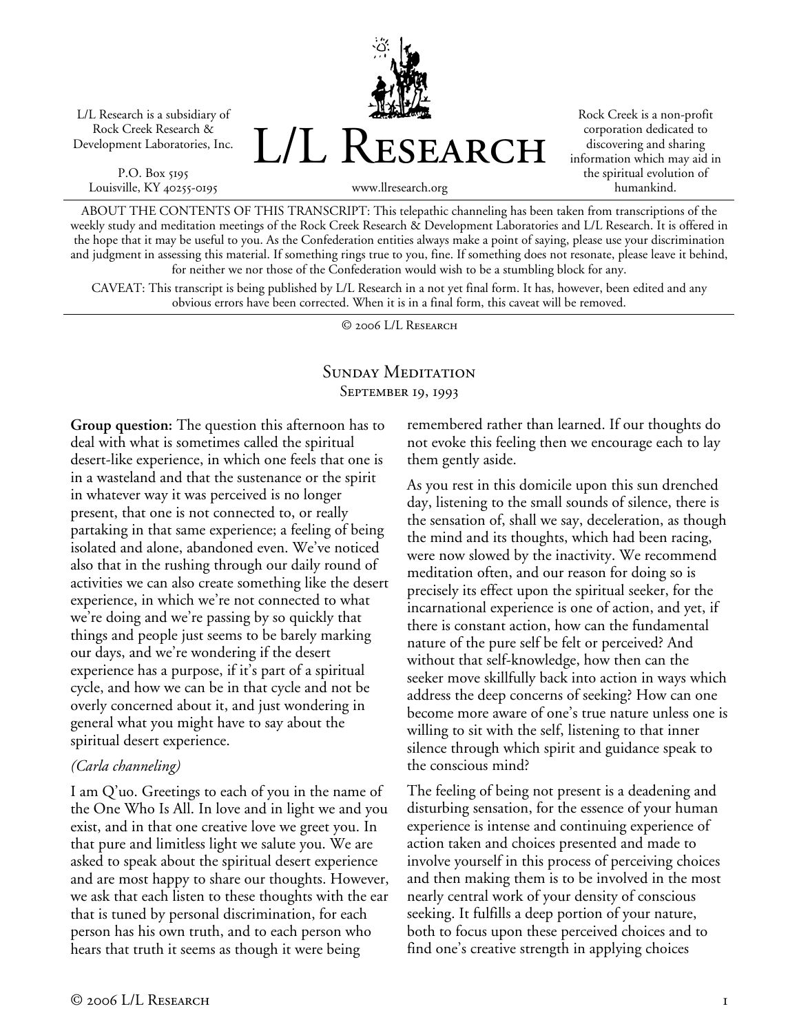L/L Research is a subsidiary of Rock Creek Research & Development Laboratories, Inc.

P.O. Box 5195
Louisville, KY 40255-0195

# L/L Research

www.llresearch.org

Rock Creek is a non-profit corporation dedicated to discovering and sharing information which may aid in the spiritual evolution of humankind.

ABOUT THE CONTENTS OF THIS TRANSCRIPT: This telepathic channeling has been taken from transcriptions of the weekly study and meditation meetings of the Rock Creek Research & Development Laboratories and L/L Research. It is offered in the hope that it may be useful to you. As the Confederation entities always make a point of saying, please use your discrimination and judgment in assessing this material. If something rings true to you, fine. If something does not resonate, please leave it behind, for neither we nor those of the Confederation would wish to be a stumbling block for any.

CAVEAT: This transcript is being published by L/L Research in a not yet final form. It has, however, been edited and any obvious errors have been corrected. When it is in a final form, this caveat will be removed.

© 2006 L/L Research

## Sunday Meditation
### September 19, 1993

**Group question:** The question this afternoon has to deal with what is sometimes called the spiritual desert-like experience, in which one feels that one is in a wasteland and that the sustenance or the spirit in whatever way it was perceived is no longer present, that one is not connected to, or really partaking in that same experience; a feeling of being isolated and alone, abandoned even. We've noticed also that in the rushing through our daily round of activities we can also create something like the desert experience, in which we're not connected to what we're doing and we're passing by so quickly that things and people just seems to be barely marking our days, and we're wondering if the desert experience has a purpose, if it's part of a spiritual cycle, and how we can be in that cycle and not be overly concerned about it, and just wondering in general what you might have to say about the spiritual desert experience.

*(Carla channeling)*

I am Q'uo. Greetings to each of you in the name of the One Who Is All. In love and in light we and you exist, and in that one creative love we greet you. In that pure and limitless light we salute you. We are asked to speak about the spiritual desert experience and are most happy to share our thoughts. However, we ask that each listen to these thoughts with the ear that is tuned by personal discrimination, for each person has his own truth, and to each person who hears that truth it seems as though it were being remembered rather than learned. If our thoughts do not evoke this feeling then we encourage each to lay them gently aside.

As you rest in this domicile upon this sun drenched day, listening to the small sounds of silence, there is the sensation of, shall we say, deceleration, as though the mind and its thoughts, which had been racing, were now slowed by the inactivity. We recommend meditation often, and our reason for doing so is precisely its effect upon the spiritual seeker, for the incarnational experience is one of action, and yet, if there is constant action, how can the fundamental nature of the pure self be felt or perceived? And without that self-knowledge, how then can the seeker move skillfully back into action in ways which address the deep concerns of seeking? How can one become more aware of one's true nature unless one is willing to sit with the self, listening to that inner silence through which spirit and guidance speak to the conscious mind?

The feeling of being not present is a deadening and disturbing sensation, for the essence of your human experience is intense and continuing experience of action taken and choices presented and made to involve yourself in this process of perceiving choices and then making them is to be involved in the most nearly central work of your density of conscious seeking. It fulfills a deep portion of your nature, both to focus upon these perceived choices and to find one's creative strength in applying choices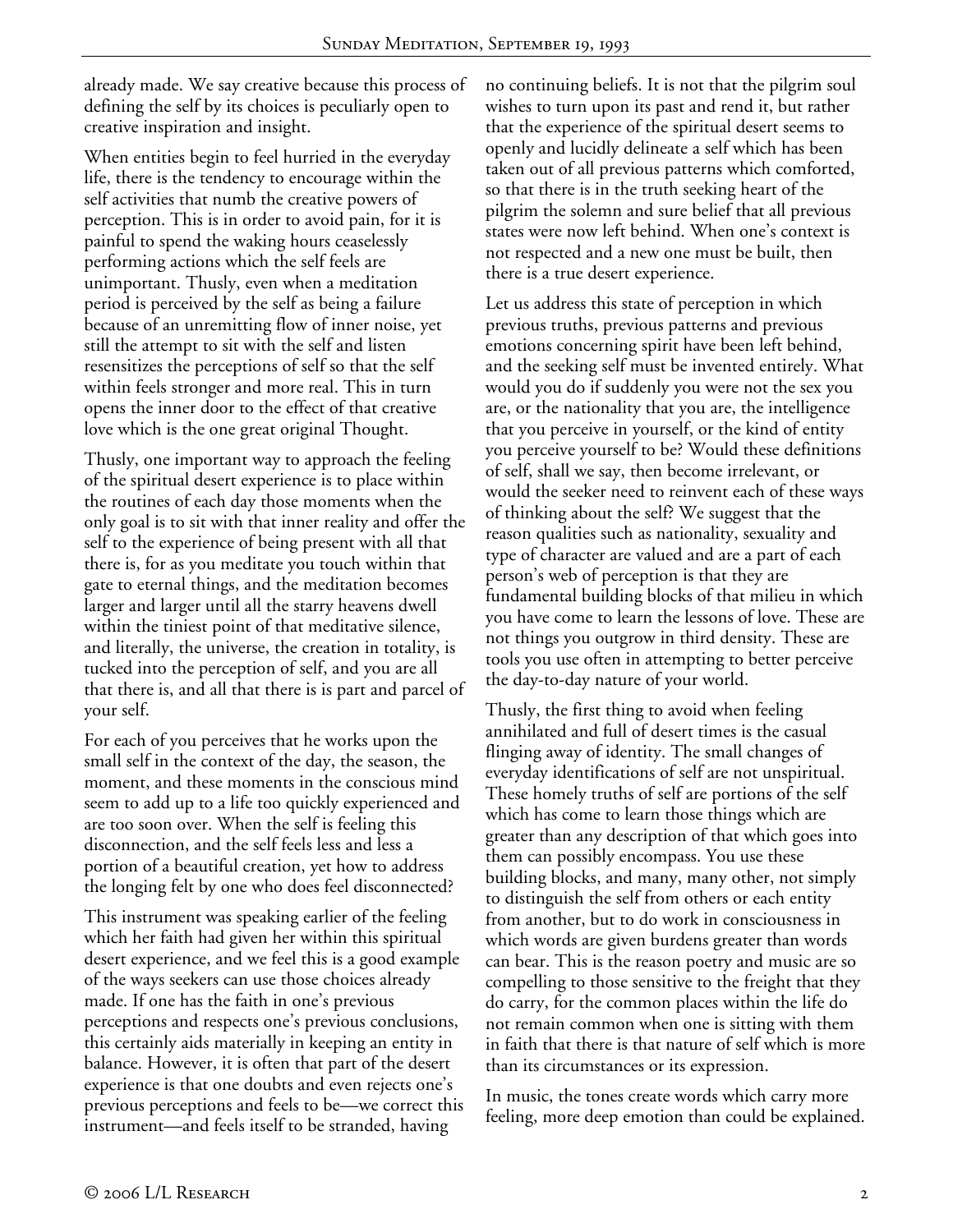already made. We say creative because this process of defining the self by its choices is peculiarly open to creative inspiration and insight.

When entities begin to feel hurried in the everyday life, there is the tendency to encourage within the self activities that numb the creative powers of perception. This is in order to avoid pain, for it is painful to spend the waking hours ceaselessly performing actions which the self feels are unimportant. Thusly, even when a meditation period is perceived by the self as being a failure because of an unremitting flow of inner noise, yet still the attempt to sit with the self and listen resensitizes the perceptions of self so that the self within feels stronger and more real. This in turn opens the inner door to the effect of that creative love which is the one great original Thought.

Thusly, one important way to approach the feeling of the spiritual desert experience is to place within the routines of each day those moments when the only goal is to sit with that inner reality and offer the self to the experience of being present with all that there is, for as you meditate you touch within that gate to eternal things, and the meditation becomes larger and larger until all the starry heavens dwell within the tiniest point of that meditative silence, and literally, the universe, the creation in totality, is tucked into the perception of self, and you are all that there is, and all that there is is part and parcel of your self.

For each of you perceives that he works upon the small self in the context of the day, the season, the moment, and these moments in the conscious mind seem to add up to a life too quickly experienced and are too soon over. When the self is feeling this disconnection, and the self feels less and less a portion of a beautiful creation, yet how to address the longing felt by one who does feel disconnected?

This instrument was speaking earlier of the feeling which her faith had given her within this spiritual desert experience, and we feel this is a good example of the ways seekers can use those choices already made. If one has the faith in one's previous perceptions and respects one's previous conclusions, this certainly aids materially in keeping an entity in balance. However, it is often that part of the desert experience is that one doubts and even rejects one's previous perceptions and feels to be—we correct this instrument—and feels itself to be stranded, having no continuing beliefs. It is not that the pilgrim soul wishes to turn upon its past and rend it, but rather that the experience of the spiritual desert seems to openly and lucidly delineate a self which has been taken out of all previous patterns which comforted, so that there is in the truth seeking heart of the pilgrim the solemn and sure belief that all previous states were now left behind. When one's context is not respected and a new one must be built, then there is a true desert experience.

Let us address this state of perception in which previous truths, previous patterns and previous emotions concerning spirit have been left behind, and the seeking self must be invented entirely. What would you do if suddenly you were not the sex you are, or the nationality that you are, the intelligence that you perceive in yourself, or the kind of entity you perceive yourself to be? Would these definitions of self, shall we say, then become irrelevant, or would the seeker need to reinvent each of these ways of thinking about the self? We suggest that the reason qualities such as nationality, sexuality and type of character are valued and are a part of each person's web of perception is that they are fundamental building blocks of that milieu in which you have come to learn the lessons of love. These are not things you outgrow in third density. These are tools you use often in attempting to better perceive the day-to-day nature of your world.

Thusly, the first thing to avoid when feeling annihilated and full of desert times is the casual flinging away of identity. The small changes of everyday identifications of self are not unspiritual. These homely truths of self are portions of the self which has come to learn those things which are greater than any description of that which goes into them can possibly encompass. You use these building blocks, and many, many other, not simply to distinguish the self from others or each entity from another, but to do work in consciousness in which words are given burdens greater than words can bear. This is the reason poetry and music are so compelling to those sensitive to the freight that they do carry, for the common places within the life do not remain common when one is sitting with them in faith that there is that nature of self which is more than its circumstances or its expression.

In music, the tones create words which carry more feeling, more deep emotion than could be explained.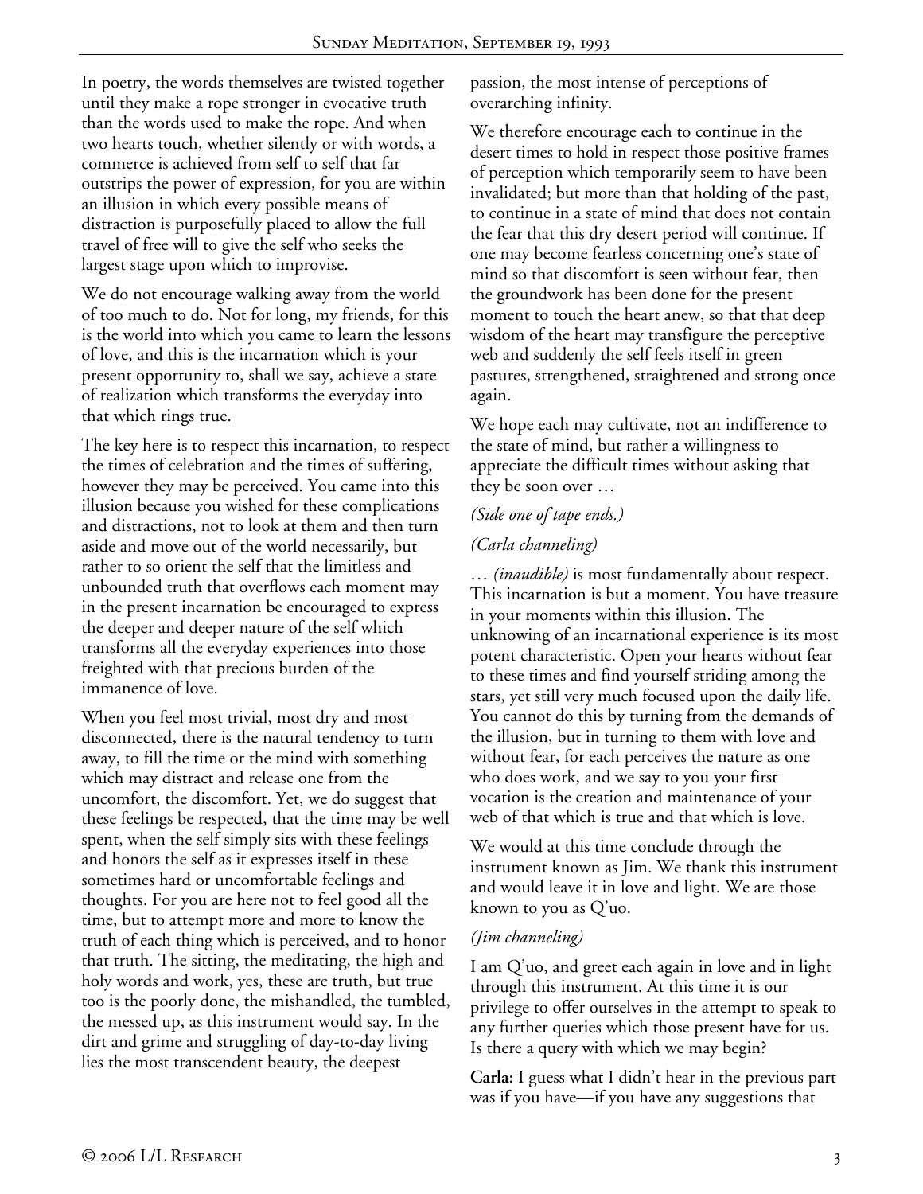In poetry, the words themselves are twisted together until they make a rope stronger in evocative truth than the words used to make the rope. And when two hearts touch, whether silently or with words, a commerce is achieved from self to self that far outstrips the power of expression, for you are within an illusion in which every possible means of distraction is purposefully placed to allow the full travel of free will to give the self who seeks the largest stage upon which to improvise.

We do not encourage walking away from the world of too much to do. Not for long, my friends, for this is the world into which you came to learn the lessons of love, and this is the incarnation which is your present opportunity to, shall we say, achieve a state of realization which transforms the everyday into that which rings true.

The key here is to respect this incarnation, to respect the times of celebration and the times of suffering, however they may be perceived. You came into this illusion because you wished for these complications and distractions, not to look at them and then turn aside and move out of the world necessarily, but rather to so orient the self that the limitless and unbounded truth that overflows each moment may in the present incarnation be encouraged to express the deeper and deeper nature of the self which transforms all the everyday experiences into those freighted with that precious burden of the immanence of love.

When you feel most trivial, most dry and most disconnected, there is the natural tendency to turn away, to fill the time or the mind with something which may distract and release one from the uncomfort, the discomfort. Yet, we do suggest that these feelings be respected, that the time may be well spent, when the self simply sits with these feelings and honors the self as it expresses itself in these sometimes hard or uncomfortable feelings and thoughts. For you are here not to feel good all the time, but to attempt more and more to know the truth of each thing which is perceived, and to honor that truth. The sitting, the meditating, the high and holy words and work, yes, these are truth, but true too is the poorly done, the mishandled, the tumbled, the messed up, as this instrument would say. In the dirt and grime and struggling of day-to-day living lies the most transcendent beauty, the deepest passion, the most intense of perceptions of overarching infinity.

We therefore encourage each to continue in the desert times to hold in respect those positive frames of perception which temporarily seem to have been invalidated; but more than that holding of the past, to continue in a state of mind that does not contain the fear that this dry desert period will continue. If one may become fearless concerning one's state of mind so that discomfort is seen without fear, then the groundwork has been done for the present moment to touch the heart anew, so that that deep wisdom of the heart may transfigure the perceptive web and suddenly the self feels itself in green pastures, strengthened, straightened and strong once again.

We hope each may cultivate, not an indifference to the state of mind, but rather a willingness to appreciate the difficult times without asking that they be soon over …

*(Side one of tape ends.)*

*(Carla channeling)*

… *(inaudible)* is most fundamentally about respect. This incarnation is but a moment. You have treasure in your moments within this illusion. The unknowing of an incarnational experience is its most potent characteristic. Open your hearts without fear to these times and find yourself striding among the stars, yet still very much focused upon the daily life. You cannot do this by turning from the demands of the illusion, but in turning to them with love and without fear, for each perceives the nature as one who does work, and we say to you your first vocation is the creation and maintenance of your web of that which is true and that which is love.

We would at this time conclude through the instrument known as Jim. We thank this instrument and would leave it in love and light. We are those known to you as Q'uo.

*(Jim channeling)*

I am Q'uo, and greet each again in love and in light through this instrument. At this time it is our privilege to offer ourselves in the attempt to speak to any further queries which those present have for us. Is there a query with which we may begin?

**Carla:** I guess what I didn't hear in the previous part was if you have—if you have any suggestions that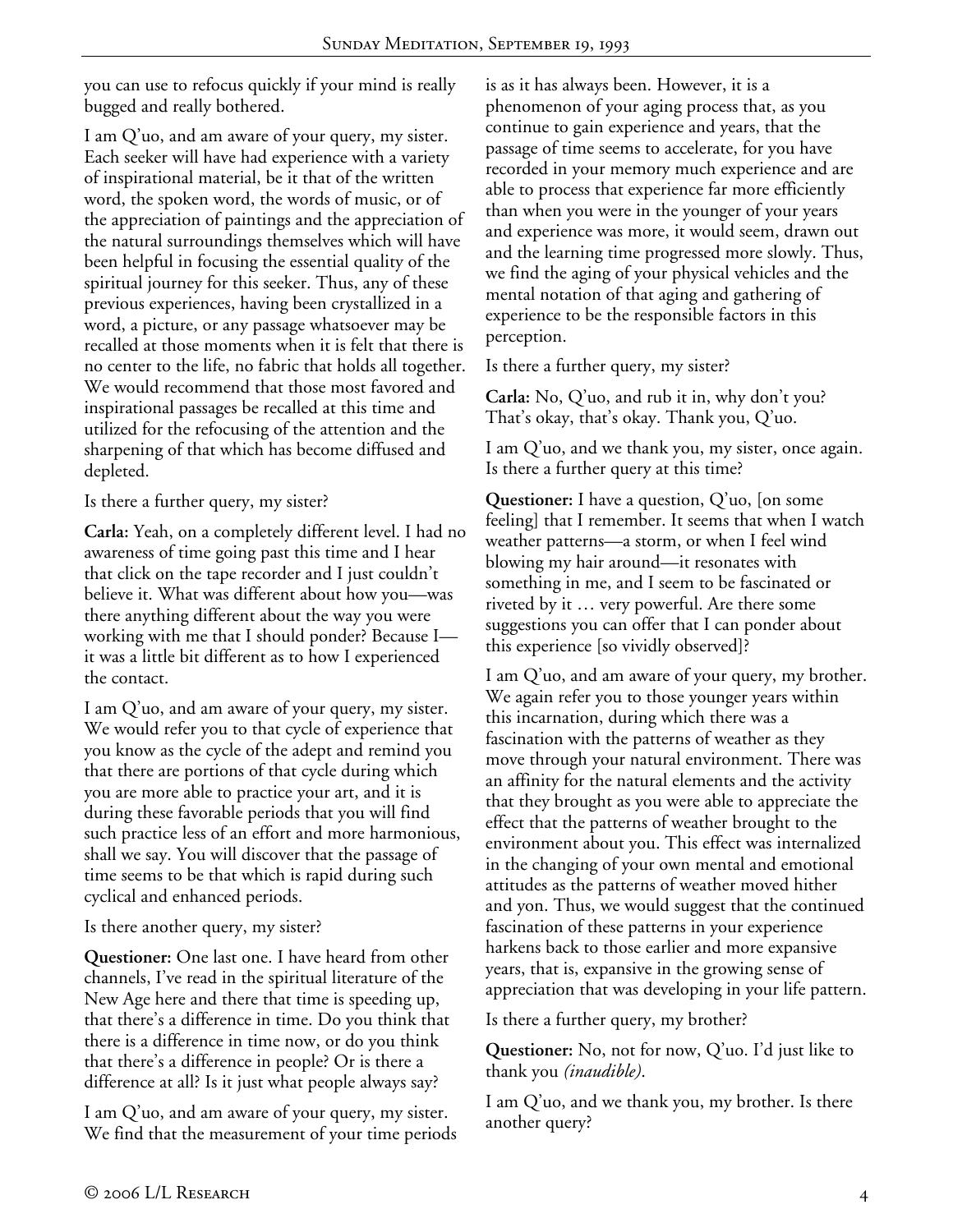you can use to refocus quickly if your mind is really bugged and really bothered.

I am Q'uo, and am aware of your query, my sister. Each seeker will have had experience with a variety of inspirational material, be it that of the written word, the spoken word, the words of music, or of the appreciation of paintings and the appreciation of the natural surroundings themselves which will have been helpful in focusing the essential quality of the spiritual journey for this seeker. Thus, any of these previous experiences, having been crystallized in a word, a picture, or any passage whatsoever may be recalled at those moments when it is felt that there is no center to the life, no fabric that holds all together. We would recommend that those most favored and inspirational passages be recalled at this time and utilized for the refocusing of the attention and the sharpening of that which has become diffused and depleted.

Is there a further query, my sister?

**Carla:** Yeah, on a completely different level. I had no awareness of time going past this time and I hear that click on the tape recorder and I just couldn't believe it. What was different about how you—was there anything different about the way you were working with me that I should ponder? Because I—it was a little bit different as to how I experienced the contact.

I am Q'uo, and am aware of your query, my sister. We would refer you to that cycle of experience that you know as the cycle of the adept and remind you that there are portions of that cycle during which you are more able to practice your art, and it is during these favorable periods that you will find such practice less of an effort and more harmonious, shall we say. You will discover that the passage of time seems to be that which is rapid during such cyclical and enhanced periods.

Is there another query, my sister?

**Questioner:** One last one. I have heard from other channels, I've read in the spiritual literature of the New Age here and there that time is speeding up, that there's a difference in time. Do you think that there is a difference in time now, or do you think that there's a difference in people? Or is there a difference at all? Is it just what people always say?

I am Q'uo, and am aware of your query, my sister. We find that the measurement of your time periods is as it has always been. However, it is a phenomenon of your aging process that, as you continue to gain experience and years, that the passage of time seems to accelerate, for you have recorded in your memory much experience and are able to process that experience far more efficiently than when you were in the younger of your years and experience was more, it would seem, drawn out and the learning time progressed more slowly. Thus, we find the aging of your physical vehicles and the mental notation of that aging and gathering of experience to be the responsible factors in this perception.

Is there a further query, my sister?

**Carla:** No, Q'uo, and rub it in, why don't you? That's okay, that's okay. Thank you, Q'uo.

I am Q'uo, and we thank you, my sister, once again. Is there a further query at this time?

**Questioner:** I have a question, Q'uo, [on some feeling] that I remember. It seems that when I watch weather patterns—a storm, or when I feel wind blowing my hair around—it resonates with something in me, and I seem to be fascinated or riveted by it … very powerful. Are there some suggestions you can offer that I can ponder about this experience [so vividly observed]?

I am Q'uo, and am aware of your query, my brother. We again refer you to those younger years within this incarnation, during which there was a fascination with the patterns of weather as they move through your natural environment. There was an affinity for the natural elements and the activity that they brought as you were able to appreciate the effect that the patterns of weather brought to the environment about you. This effect was internalized in the changing of your own mental and emotional attitudes as the patterns of weather moved hither and yon. Thus, we would suggest that the continued fascination of these patterns in your experience harkens back to those earlier and more expansive years, that is, expansive in the growing sense of appreciation that was developing in your life pattern.

Is there a further query, my brother?

**Questioner:** No, not for now, Q'uo. I'd just like to thank you *(inaudible)*.

I am Q'uo, and we thank you, my brother. Is there another query?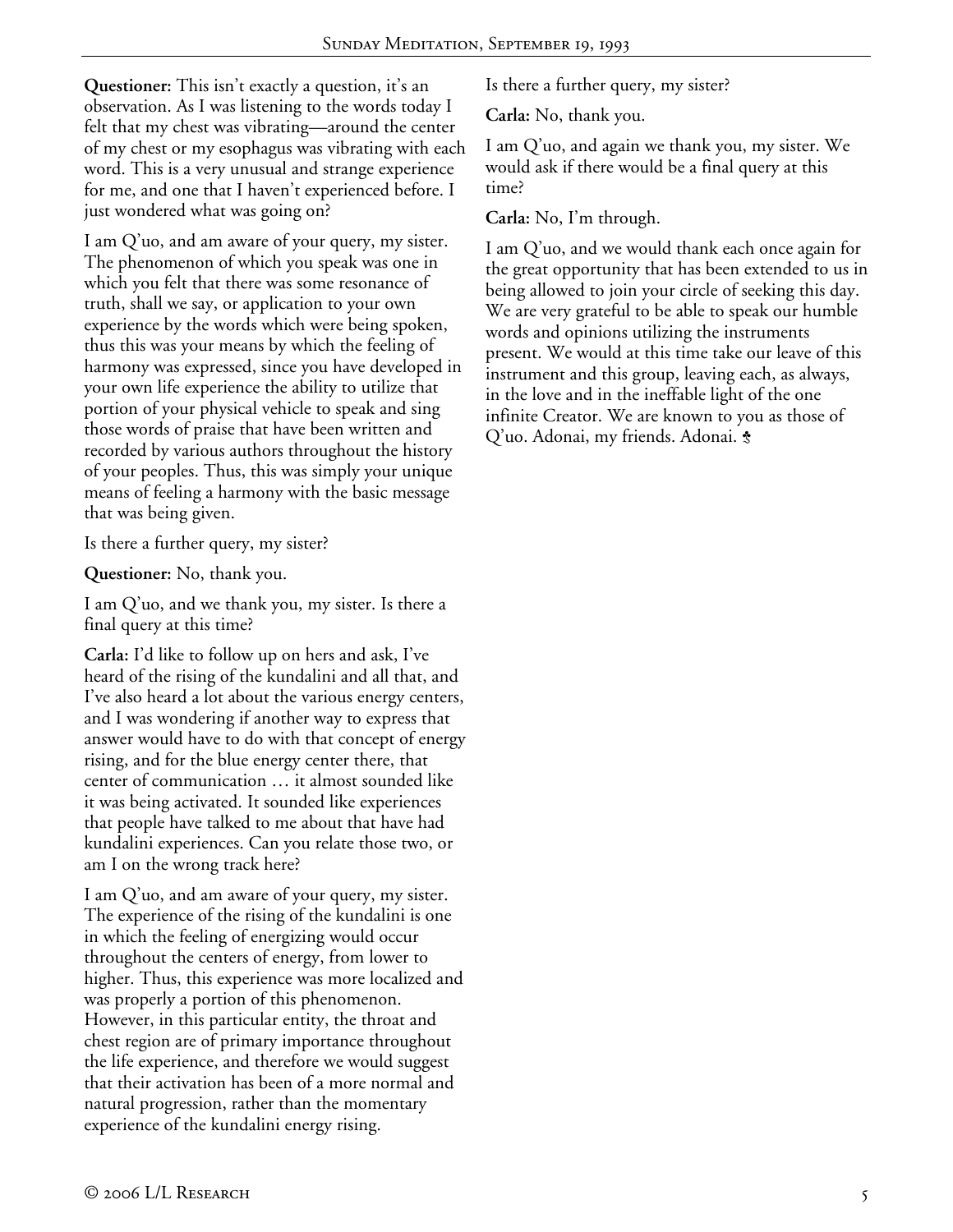**Questioner:** This isn't exactly a question, it's an observation. As I was listening to the words today I felt that my chest was vibrating—around the center of my chest or my esophagus was vibrating with each word. This is a very unusual and strange experience for me, and one that I haven't experienced before. I just wondered what was going on?

I am Q'uo, and am aware of your query, my sister. The phenomenon of which you speak was one in which you felt that there was some resonance of truth, shall we say, or application to your own experience by the words which were being spoken, thus this was your means by which the feeling of harmony was expressed, since you have developed in your own life experience the ability to utilize that portion of your physical vehicle to speak and sing those words of praise that have been written and recorded by various authors throughout the history of your peoples. Thus, this was simply your unique means of feeling a harmony with the basic message that was being given.

Is there a further query, my sister?

**Questioner:** No, thank you.

I am Q'uo, and we thank you, my sister. Is there a final query at this time?

**Carla:** I'd like to follow up on hers and ask, I've heard of the rising of the kundalini and all that, and I've also heard a lot about the various energy centers, and I was wondering if another way to express that answer would have to do with that concept of energy rising, and for the blue energy center there, that center of communication … it almost sounded like it was being activated. It sounded like experiences that people have talked to me about that have had kundalini experiences. Can you relate those two, or am I on the wrong track here?

I am Q'uo, and am aware of your query, my sister. The experience of the rising of the kundalini is one in which the feeling of energizing would occur throughout the centers of energy, from lower to higher. Thus, this experience was more localized and was properly a portion of this phenomenon. However, in this particular entity, the throat and chest region are of primary importance throughout the life experience, and therefore we would suggest that their activation has been of a more normal and natural progression, rather than the momentary experience of the kundalini energy rising.

Is there a further query, my sister?

**Carla:** No, thank you.

I am Q'uo, and again we thank you, my sister. We would ask if there would be a final query at this time?

**Carla:** No, I'm through.

I am Q'uo, and we would thank each once again for the great opportunity that has been extended to us in being allowed to join your circle of seeking this day. We are very grateful to be able to speak our humble words and opinions utilizing the instruments present. We would at this time take our leave of this instrument and this group, leaving each, as always, in the love and in the ineffable light of the one infinite Creator. We are known to you as those of Q'uo. Adonai, my friends. Adonai.